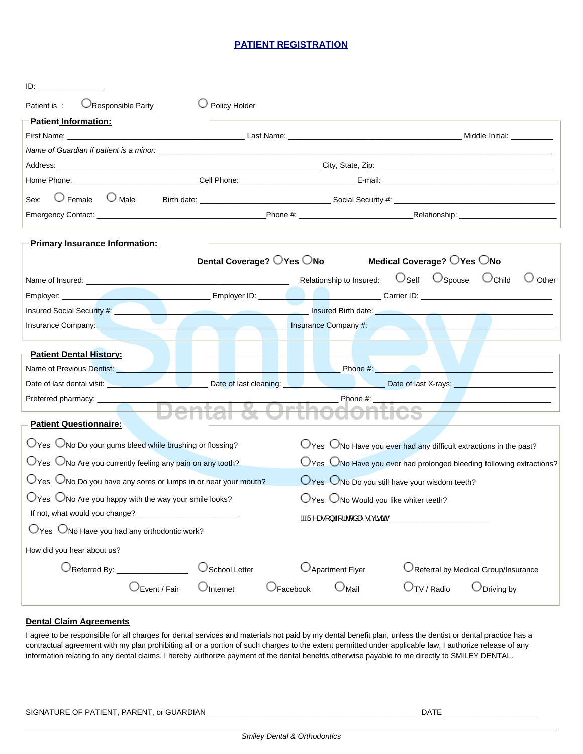# PATIENT REGISTRATION

ID: _______________

Patient is : ◯ Responsible Party ◯ Policy Holder

## Patient Information:

First Name: ______________________ Last Name: ______________________ Middle Initial: __________

*Name of Guardian if patient is a minor:* ________________________________________________

Address: ______________________________________ City, State, Zip: ______________________________

Home Phone: ____________________ Cell Phone: ____________________ E-mail: ______________________

Sex: ◯ Female ◯ Male Birth date: ____________________ Social Security #: ______________________

Emergency Contact: ______________________ Phone #: ______________________ Relationship: ______________

## Primary Insurance Information:

**Dental Coverage?** ◯ **Yes** ◯ **No** **Medical Coverage?** ◯ **Yes** ◯ **No**

Name of Insured: ______________________ Relationship to Insured: ◯ Self ◯ Spouse ◯ Child ◯ Other

Employer: ______________________ Employer ID: ______________________ Carrier ID: ______________________

Insured Social Security #: ______________________ Insured Birth date: ______________________

Insurance Company: ______________________ Insurance Company #: ______________________

## Patient Dental History:

Name of Previous Dentist: ______________________ Phone #: ______________________

Date of last dental visit: ______________ Date of last cleaning: ______________ Date of last X-rays: ______________

Preferred pharmacy: ______________________ Phone #: ______________________

## Patient Questionnaire:

◯ Yes ◯ No Do your gums bleed while brushing or flossing?

◯ Yes ◯ No Are you currently feeling any pain on any tooth?

◯ Yes ◯ No Do you have any sores or lumps in or near your mouth?

◯ Yes ◯ No Are you happy with the way your smile looks?

If not, what would you change? ______________________

◯ Yes ◯ No Have you had any orthodontic work?

◯ Yes ◯ No Have you ever had any difficult extractions in the past?

◯ Yes ◯ No Have you ever had prolonged bleeding following extractions?

◯ Yes ◯ No Do you still have your wisdom teeth?

◯ Yes ◯ No Would you like whiter teeth?

Reason for today's visit ______________________

How did you hear about us?

◯ Referred By: ______________ ◯ School Letter ◯ Apartment Flyer ◯ Referral by Medical Group/Insurance

◯ Event / Fair ◯ Internet ◯ Facebook ◯ Mail ◯ TV / Radio ◯ Driving by

## Dental Claim Agreements

I agree to be responsible for all charges for dental services and materials not paid by my dental benefit plan, unless the dentist or dental practice has a contractual agreement with my plan prohibiting all or a portion of such charges to the extent permitted under applicable law, I authorize release of any information relating to any dental claims. I hereby authorize payment of the dental benefits otherwise payable to me directly to SMILEY DENTAL.

SIGNATURE OF PATIENT, PARENT, or GUARDIAN ______________________________ DATE ____________________

*Smiley Dental & Orthodontics*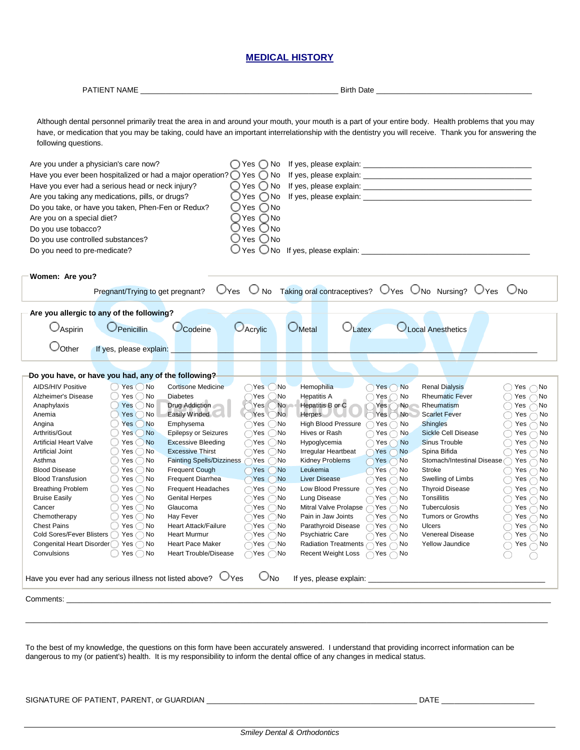# MEDICAL HISTORY

PATIENT NAME ____________________________________________ Birth Date ___________________________________

Although dental personnel primarily treat the area in and around your mouth, your mouth is a part of your entire body. Health problems that you may have, or medication that you may be taking, could have an important interrelationship with the dentistry you will receive. Thank you for answering the following questions.

| Question | Answer | Explanation |
|---|---|---|
| Are you under a physician's care now? | ◯ Yes ◯ No | If yes, please explain: ______________________________ |
| Have you ever been hospitalized or had a major operation? | ◯ Yes ◯ No | If yes, please explain: ______________________________ |
| Have you ever had a serious head or neck injury? | ◯ Yes ◯ No | If yes, please explain: ______________________________ |
| Are you taking any medications, pills, or drugs? | ◯ Yes ◯ No | If yes, please explain: ______________________________ |
| Do you take, or have you taken, Phen-Fen or Redux? | ◯ Yes ◯ No | |
| Are you on a special diet? | ◯ Yes ◯ No | |
| Do you use tobacco? | ◯ Yes ◯ No | |
| Do you use controlled substances? | ◯ Yes ◯ No | |
| Do you need to pre-medicate? | ◯ Yes ◯ No | If yes, please explain: ______________________________ |

**Women: Are you?**

Pregnant/Trying to get pregnant? ◯ Yes ◯ No   Taking oral contraceptives? ◯ Yes ◯ No   Nursing? ◯ Yes ◯ No

**Are you allergic to any of the following?**

◯ Aspirin   ◯ Penicillin   ◯ Codeine   ◯ Acrylic   ◯ Metal   ◯ Latex   ◯ Local Anesthetics

◯ Other   If yes, please explain: ____________________________________________

**Do you have, or have you had, any of the following?**

| Condition | | Condition | | Condition | | Condition | |
|---|---|---|---|---|---|---|---|
| AIDS/HIV Positive | ◯ Yes ◯ No | Cortisone Medicine | ◯ Yes ◯ No | Hemophilia | ◯ Yes ◯ No | Renal Dialysis | ◯ Yes ◯ No |
| Alzheimer's Disease | ◯ Yes ◯ No | Diabetes | ◯ Yes ◯ No | Hepatitis A | ◯ Yes ◯ No | Rheumatic Fever | ◯ Yes ◯ No |
| Anaphylaxis | ◯ Yes ◯ No | Drug Addiction | ◯ Yes ◯ No | Hepatitis B or C | ◯ Yes ◯ No | Rheumatism | ◯ Yes ◯ No |
| Anemia | ◯ Yes ◯ No | Easily Winded | ◯ Yes ◯ No | Herpes | ◯ Yes ◯ No | Scarlet Fever | ◯ Yes ◯ No |
| Angina | ◯ Yes ◯ No | Emphysema | ◯ Yes ◯ No | High Blood Pressure | ◯ Yes ◯ No | Shingles | ◯ Yes ◯ No |
| Arthritis/Gout | ◯ Yes ◯ No | Epilepsy or Seizures | ◯ Yes ◯ No | Hives or Rash | ◯ Yes ◯ No | Sickle Cell Disease | ◯ Yes ◯ No |
| Artificial Heart Valve | ◯ Yes ◯ No | Excessive Bleeding | ◯ Yes ◯ No | Hypoglycemia | ◯ Yes ◯ No | Sinus Trouble | ◯ Yes ◯ No |
| Artificial Joint | ◯ Yes ◯ No | Excessive Thirst | ◯ Yes ◯ No | Irregular Heartbeat | ◯ Yes ◯ No | Spina Bifida | ◯ Yes ◯ No |
| Asthma | ◯ Yes ◯ No | Fainting Spells/Dizziness | ◯ Yes ◯ No | Kidney Problems | ◯ Yes ◯ No | Stomach/Intestinal Disease | ◯ Yes ◯ No |
| Blood Disease | ◯ Yes ◯ No | Frequent Cough | ◯ Yes ◯ No | Leukemia | ◯ Yes ◯ No | Stroke | ◯ Yes ◯ No |
| Blood Transfusion | ◯ Yes ◯ No | Frequent Diarrhea | ◯ Yes ◯ No | Liver Disease | ◯ Yes ◯ No | Swelling of Limbs | ◯ Yes ◯ No |
| Breathing Problem | ◯ Yes ◯ No | Frequent Headaches | ◯ Yes ◯ No | Low Blood Pressure | ◯ Yes ◯ No | Thyroid Disease | ◯ Yes ◯ No |
| Bruise Easily | ◯ Yes ◯ No | Genital Herpes | ◯ Yes ◯ No | Lung Disease | ◯ Yes ◯ No | Tonsillitis | ◯ Yes ◯ No |
| Cancer | ◯ Yes ◯ No | Glaucoma | ◯ Yes ◯ No | Mitral Valve Prolapse | ◯ Yes ◯ No | Tuberculosis | ◯ Yes ◯ No |
| Chemotherapy | ◯ Yes ◯ No | Hay Fever | ◯ Yes ◯ No | Pain in Jaw Joints | ◯ Yes ◯ No | Tumors or Growths | ◯ Yes ◯ No |
| Chest Pains | ◯ Yes ◯ No | Heart Attack/Failure | ◯ Yes ◯ No | Parathyroid Disease | ◯ Yes ◯ No | Ulcers | ◯ Yes ◯ No |
| Cold Sores/Fever Blisters | ◯ Yes ◯ No | Heart Murmur | ◯ Yes ◯ No | Psychiatric Care | ◯ Yes ◯ No | Venereal Disease | ◯ Yes ◯ No |
| Congenital Heart Disorder | ◯ Yes ◯ No | Heart Pace Maker | ◯ Yes ◯ No | Radiation Treatments | ◯ Yes ◯ No | Yellow Jaundice | ◯ Yes ◯ No |
| Convulsions | ◯ Yes ◯ No | Heart Trouble/Disease | ◯ Yes ◯ No | Recent Weight Loss | ◯ Yes ◯ No | | ◯ ◯ |

Have you ever had any serious illness not listed above? ◯ Yes ◯ No   If yes, please explain: ______________________________

Comments: ____________________________________________________________________________

______________________________________________________________________________________

To the best of my knowledge, the questions on this form have been accurately answered. I understand that providing incorrect information can be dangerous to my (or patient's) health. It is my responsibility to inform the dental office of any changes in medical status.

SIGNATURE OF PATIENT, PARENT, or GUARDIAN ________________________________________ DATE ____________________

*Smiley Dental & Orthodontics*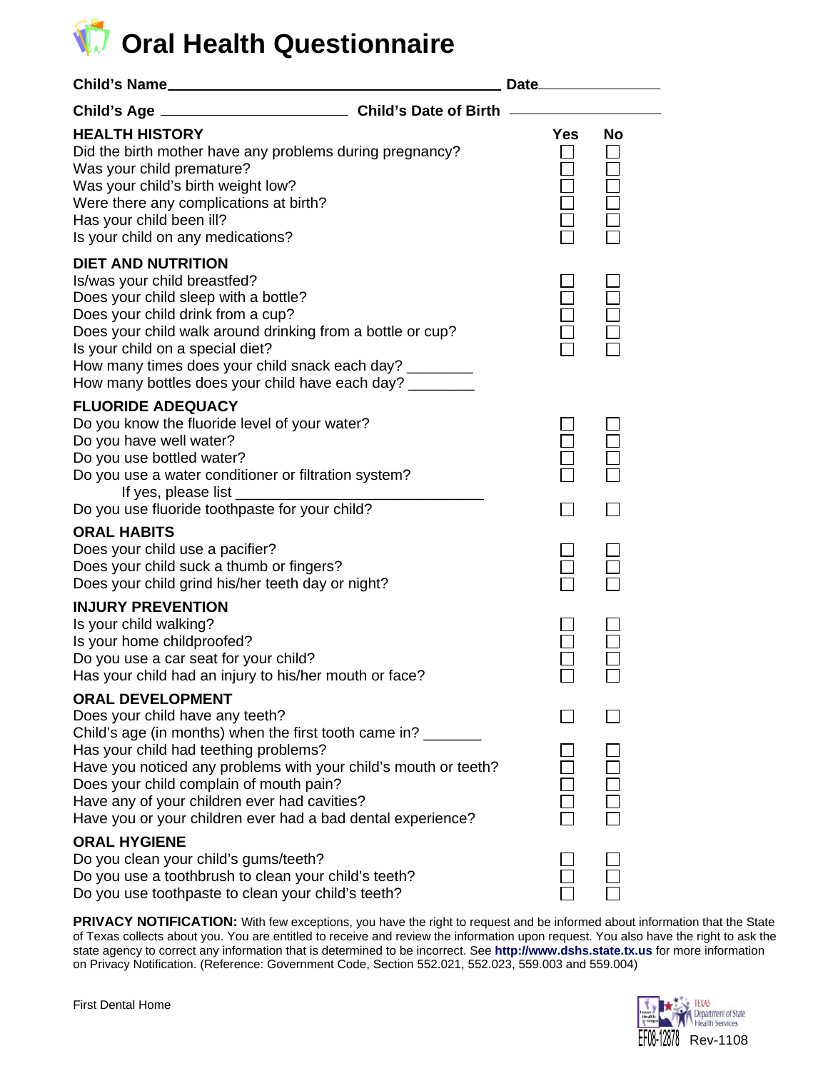# Oral Health Questionnaire

**Child's Name**\_\_\_\_\_\_\_\_\_\_\_\_\_\_\_\_\_\_\_\_\_\_\_\_\_\_\_\_\_\_\_\_\_\_\_\_\_\_\_\_ **Date**\_\_\_\_\_\_\_\_\_\_\_\_\_\_\_\_

**Child's Age** \_\_\_\_\_\_\_\_\_\_\_\_\_\_\_\_\_\_\_\_\_\_\_\_ **Child's Date of Birth** \_\_\_\_\_\_\_\_\_\_\_\_\_\_\_\_\_\_

| **HEALTH HISTORY** | **Yes** | **No** |
|---|---|---|
| Did the birth mother have any problems during pregnancy? | ☐ | ☐ |
| Was your child premature? | ☐ | ☐ |
| Was your child's birth weight low? | ☐ | ☐ |
| Were there any complications at birth? | ☐ | ☐ |
| Has your child been ill? | ☐ | ☐ |
| Is your child on any medications? | ☐ | ☐ |
| **DIET AND NUTRITION** | | |
| Is/was your child breastfed? | ☐ | ☐ |
| Does your child sleep with a bottle? | ☐ | ☐ |
| Does your child drink from a cup? | ☐ | ☐ |
| Does your child walk around drinking from a bottle or cup? | ☐ | ☐ |
| Is your child on a special diet? | ☐ | ☐ |
| How many times does your child snack each day? \_\_\_\_\_\_\_\_ | | |
| How many bottles does your child have each day? \_\_\_\_\_\_\_\_ | | |
| **FLUORIDE ADEQUACY** | | |
| Do you know the fluoride level of your water? | ☐ | ☐ |
| Do you have well water? | ☐ | ☐ |
| Do you use bottled water? | ☐ | ☐ |
| Do you use a water conditioner or filtration system? | ☐ | ☐ |
| If yes, please list \_\_\_\_\_\_\_\_\_\_\_\_\_\_\_\_\_\_\_\_\_\_\_\_\_\_\_\_\_\_ | | |
| Do you use fluoride toothpaste for your child? | ☐ | ☐ |
| **ORAL HABITS** | | |
| Does your child use a pacifier? | ☐ | ☐ |
| Does your child suck a thumb or fingers? | ☐ | ☐ |
| Does your child grind his/her teeth day or night? | ☐ | ☐ |
| **INJURY PREVENTION** | | |
| Is your child walking? | ☐ | ☐ |
| Is your home childproofed? | ☐ | ☐ |
| Do you use a car seat for your child? | ☐ | ☐ |
| Has your child had an injury to his/her mouth or face? | ☐ | ☐ |
| **ORAL DEVELOPMENT** | | |
| Does your child have any teeth? | ☐ | ☐ |
| Child's age (in months) when the first tooth came in? \_\_\_\_\_\_\_ | | |
| Has your child had teething problems? | ☐ | ☐ |
| Have you noticed any problems with your child's mouth or teeth? | ☐ | ☐ |
| Does your child complain of mouth pain? | ☐ | ☐ |
| Have any of your children ever had cavities? | ☐ | ☐ |
| Have you or your children ever had a bad dental experience? | ☐ | ☐ |
| **ORAL HYGIENE** | | |
| Do you clean your child's gums/teeth? | ☐ | ☐ |
| Do you use a toothbrush to clean your child's teeth? | ☐ | ☐ |
| Do you use toothpaste to clean your child's teeth? | ☐ | ☐ |

**PRIVACY NOTIFICATION:** With few exceptions, you have the right to request and be informed about information that the State of Texas collects about you. You are entitled to receive and review the information upon request. You also have the right to ask the state agency to correct any information that is determined to be incorrect. See **http://www.dshs.state.tx.us** for more information on Privacy Notification. (Reference: Government Code, Section 552.021, 552.023, 559.003 and 559.004)

First Dental Home

Texas Department of State Health Services

EF08-12878 Rev-1108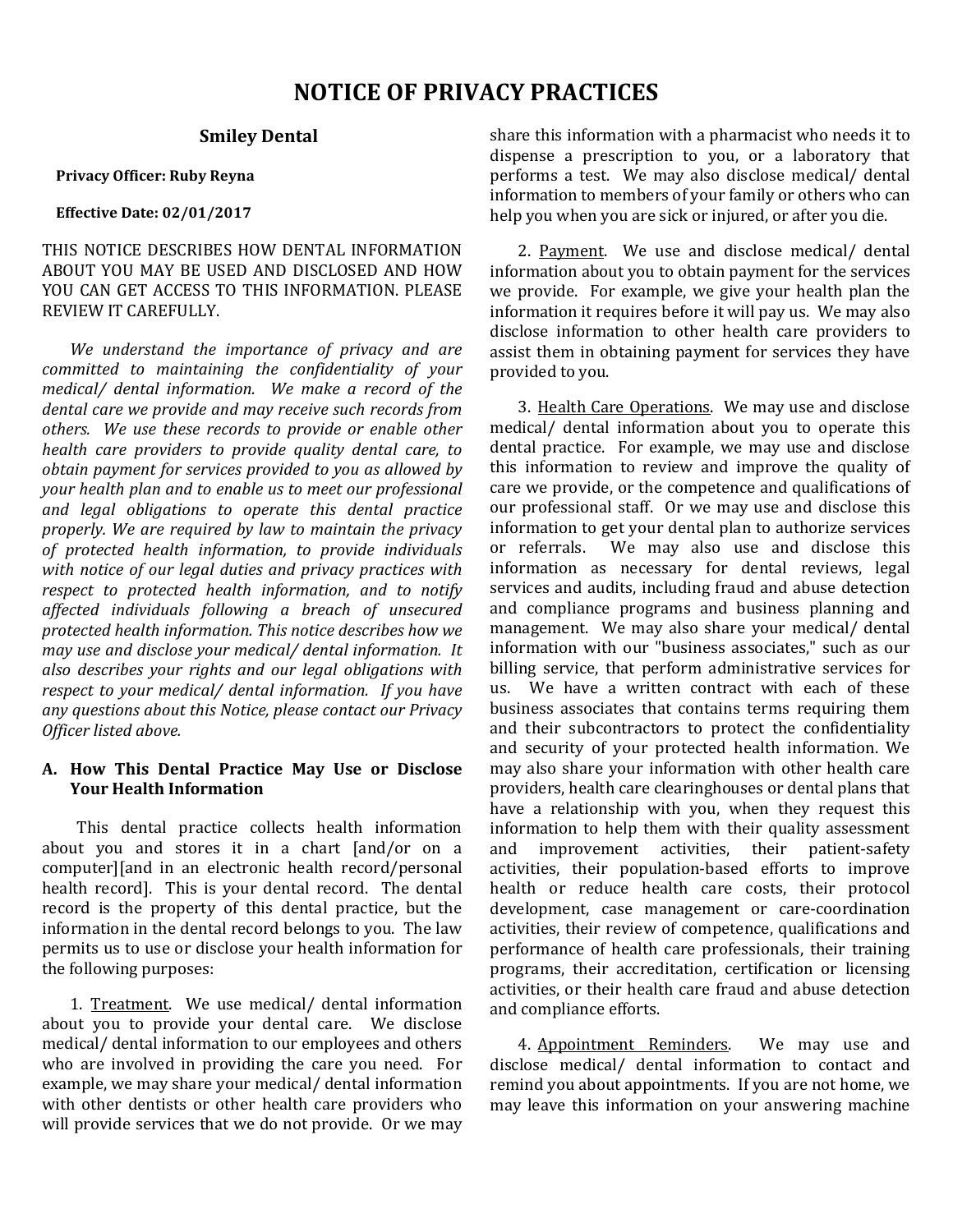# NOTICE OF PRIVACY PRACTICES

## Smiley Dental

**Privacy Officer: Ruby Reyna**

**Effective Date: 02/01/2017**

THIS NOTICE DESCRIBES HOW DENTAL INFORMATION ABOUT YOU MAY BE USED AND DISCLOSED AND HOW YOU CAN GET ACCESS TO THIS INFORMATION. PLEASE REVIEW IT CAREFULLY.

*We understand the importance of privacy and are committed to maintaining the confidentiality of your medical/ dental information. We make a record of the dental care we provide and may receive such records from others. We use these records to provide or enable other health care providers to provide quality dental care, to obtain payment for services provided to you as allowed by your health plan and to enable us to meet our professional and legal obligations to operate this dental practice properly. We are required by law to maintain the privacy of protected health information, to provide individuals with notice of our legal duties and privacy practices with respect to protected health information, and to notify affected individuals following a breach of unsecured protected health information. This notice describes how we may use and disclose your medical/ dental information. It also describes your rights and our legal obligations with respect to your medical/ dental information. If you have any questions about this Notice, please contact our Privacy Officer listed above.*

### A. How This Dental Practice May Use or Disclose Your Health Information

This dental practice collects health information about you and stores it in a chart [and/or on a computer][and in an electronic health record/personal health record]. This is your dental record. The dental record is the property of this dental practice, but the information in the dental record belongs to you. The law permits us to use or disclose your health information for the following purposes:

1. <u>Treatment</u>. We use medical/ dental information about you to provide your dental care. We disclose medical/ dental information to our employees and others who are involved in providing the care you need. For example, we may share your medical/ dental information with other dentists or other health care providers who will provide services that we do not provide. Or we may share this information with a pharmacist who needs it to dispense a prescription to you, or a laboratory that performs a test. We may also disclose medical/ dental information to members of your family or others who can help you when you are sick or injured, or after you die.

2. <u>Payment</u>. We use and disclose medical/ dental information about you to obtain payment for the services we provide. For example, we give your health plan the information it requires before it will pay us. We may also disclose information to other health care providers to assist them in obtaining payment for services they have provided to you.

3. <u>Health Care Operations</u>. We may use and disclose medical/ dental information about you to operate this dental practice. For example, we may use and disclose this information to review and improve the quality of care we provide, or the competence and qualifications of our professional staff. Or we may use and disclose this information to get your dental plan to authorize services or referrals. We may also use and disclose this information as necessary for dental reviews, legal services and audits, including fraud and abuse detection and compliance programs and business planning and management. We may also share your medical/ dental information with our "business associates," such as our billing service, that perform administrative services for us. We have a written contract with each of these business associates that contains terms requiring them and their subcontractors to protect the confidentiality and security of your protected health information. We may also share your information with other health care providers, health care clearinghouses or dental plans that have a relationship with you, when they request this information to help them with their quality assessment and improvement activities, their patient-safety activities, their population-based efforts to improve health or reduce health care costs, their protocol development, case management or care-coordination activities, their review of competence, qualifications and performance of health care professionals, their training programs, their accreditation, certification or licensing activities, or their health care fraud and abuse detection and compliance efforts.

4. <u>Appointment Reminders</u>. We may use and disclose medical/ dental information to contact and remind you about appointments. If you are not home, we may leave this information on your answering machine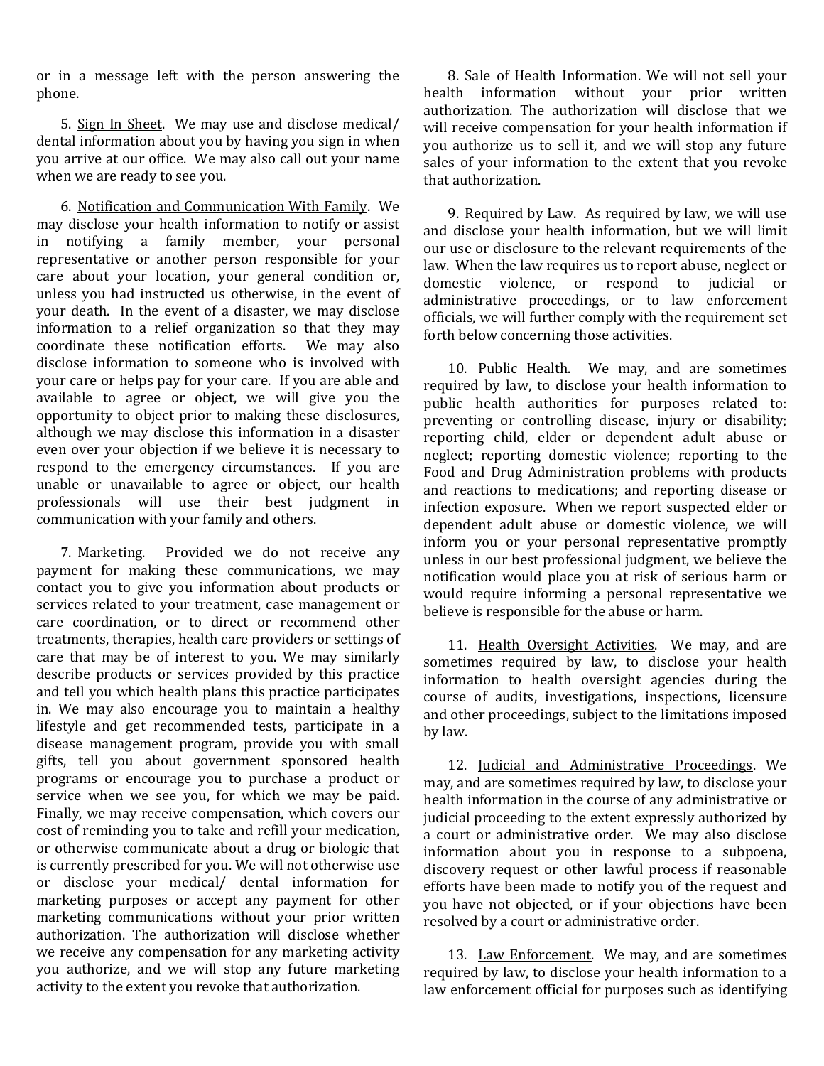or in a message left with the person answering the phone.

5. Sign In Sheet. We may use and disclose medical/ dental information about you by having you sign in when you arrive at our office. We may also call out your name when we are ready to see you.

6. Notification and Communication With Family. We may disclose your health information to notify or assist in notifying a family member, your personal representative or another person responsible for your care about your location, your general condition or, unless you had instructed us otherwise, in the event of your death. In the event of a disaster, we may disclose information to a relief organization so that they may coordinate these notification efforts. We may also disclose information to someone who is involved with your care or helps pay for your care. If you are able and available to agree or object, we will give you the opportunity to object prior to making these disclosures, although we may disclose this information in a disaster even over your objection if we believe it is necessary to respond to the emergency circumstances. If you are unable or unavailable to agree or object, our health professionals will use their best judgment in communication with your family and others.

7. Marketing. Provided we do not receive any payment for making these communications, we may contact you to give you information about products or services related to your treatment, case management or care coordination, or to direct or recommend other treatments, therapies, health care providers or settings of care that may be of interest to you. We may similarly describe products or services provided by this practice and tell you which health plans this practice participates in. We may also encourage you to maintain a healthy lifestyle and get recommended tests, participate in a disease management program, provide you with small gifts, tell you about government sponsored health programs or encourage you to purchase a product or service when we see you, for which we may be paid. Finally, we may receive compensation, which covers our cost of reminding you to take and refill your medication, or otherwise communicate about a drug or biologic that is currently prescribed for you. We will not otherwise use or disclose your medical/ dental information for marketing purposes or accept any payment for other marketing communications without your prior written authorization. The authorization will disclose whether we receive any compensation for any marketing activity you authorize, and we will stop any future marketing activity to the extent you revoke that authorization.

8. Sale of Health Information. We will not sell your health information without your prior written authorization. The authorization will disclose that we will receive compensation for your health information if you authorize us to sell it, and we will stop any future sales of your information to the extent that you revoke that authorization.

9. Required by Law. As required by law, we will use and disclose your health information, but we will limit our use or disclosure to the relevant requirements of the law. When the law requires us to report abuse, neglect or domestic violence, or respond to judicial or administrative proceedings, or to law enforcement officials, we will further comply with the requirement set forth below concerning those activities.

10. Public Health. We may, and are sometimes required by law, to disclose your health information to public health authorities for purposes related to: preventing or controlling disease, injury or disability; reporting child, elder or dependent adult abuse or neglect; reporting domestic violence; reporting to the Food and Drug Administration problems with products and reactions to medications; and reporting disease or infection exposure. When we report suspected elder or dependent adult abuse or domestic violence, we will inform you or your personal representative promptly unless in our best professional judgment, we believe the notification would place you at risk of serious harm or would require informing a personal representative we believe is responsible for the abuse or harm.

11. Health Oversight Activities. We may, and are sometimes required by law, to disclose your health information to health oversight agencies during the course of audits, investigations, inspections, licensure and other proceedings, subject to the limitations imposed by law.

12. Judicial and Administrative Proceedings. We may, and are sometimes required by law, to disclose your health information in the course of any administrative or judicial proceeding to the extent expressly authorized by a court or administrative order. We may also disclose information about you in response to a subpoena, discovery request or other lawful process if reasonable efforts have been made to notify you of the request and you have not objected, or if your objections have been resolved by a court or administrative order.

13. Law Enforcement. We may, and are sometimes required by law, to disclose your health information to a law enforcement official for purposes such as identifying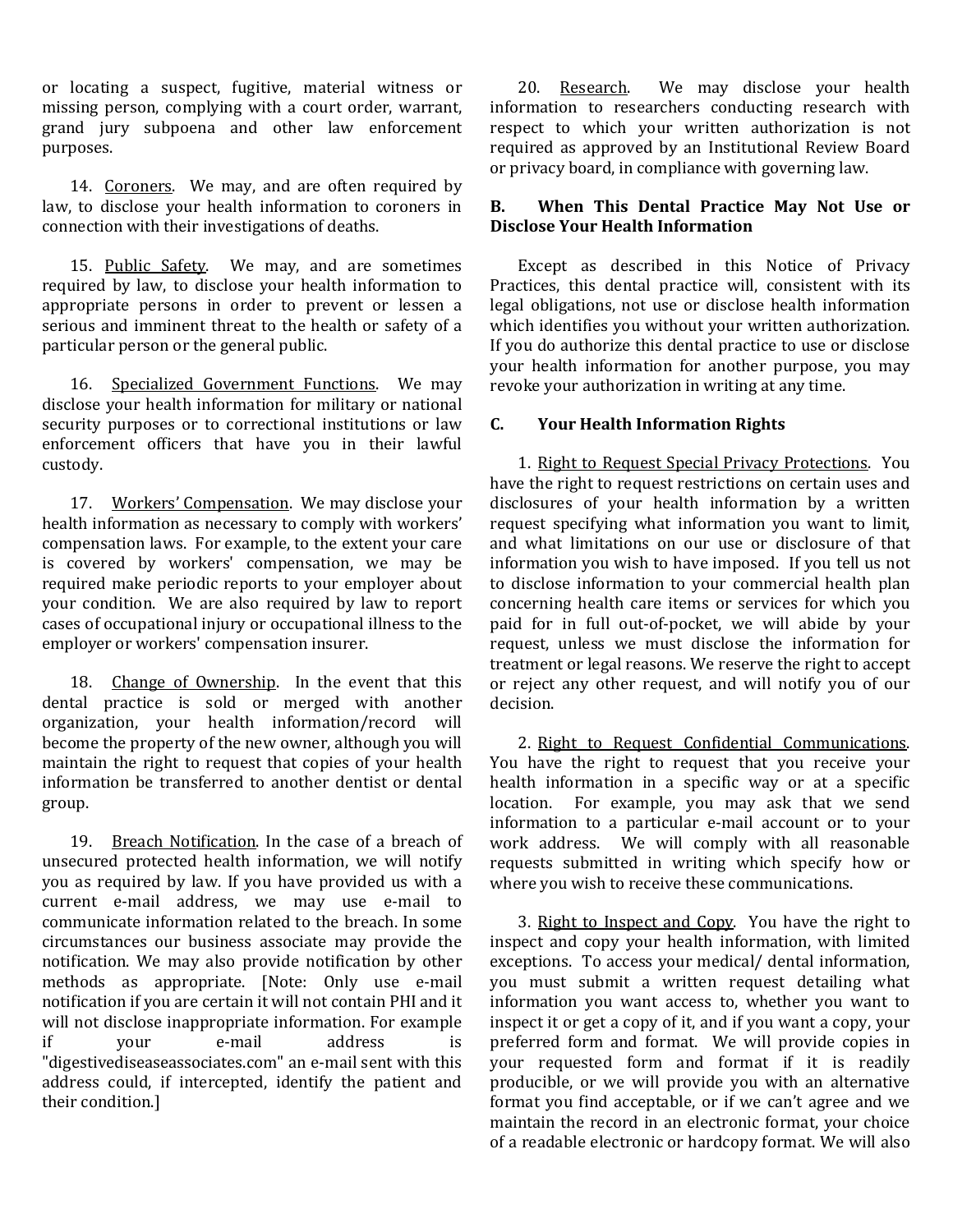or locating a suspect, fugitive, material witness or missing person, complying with a court order, warrant, grand jury subpoena and other law enforcement purposes.

14. Coroners. We may, and are often required by law, to disclose your health information to coroners in connection with their investigations of deaths.

15. Public Safety. We may, and are sometimes required by law, to disclose your health information to appropriate persons in order to prevent or lessen a serious and imminent threat to the health or safety of a particular person or the general public.

16. Specialized Government Functions. We may disclose your health information for military or national security purposes or to correctional institutions or law enforcement officers that have you in their lawful custody.

17. Workers' Compensation. We may disclose your health information as necessary to comply with workers' compensation laws. For example, to the extent your care is covered by workers' compensation, we may be required make periodic reports to your employer about your condition. We are also required by law to report cases of occupational injury or occupational illness to the employer or workers' compensation insurer.

18. Change of Ownership. In the event that this dental practice is sold or merged with another organization, your health information/record will become the property of the new owner, although you will maintain the right to request that copies of your health information be transferred to another dentist or dental group.

19. Breach Notification. In the case of a breach of unsecured protected health information, we will notify you as required by law. If you have provided us with a current e-mail address, we may use e-mail to communicate information related to the breach. In some circumstances our business associate may provide the notification. We may also provide notification by other methods as appropriate. [Note: Only use e-mail notification if you are certain it will not contain PHI and it will not disclose inappropriate information. For example if your e-mail address is "digestivediseaseassociates.com" an e-mail sent with this address could, if intercepted, identify the patient and their condition.]

20. Research. We may disclose your health information to researchers conducting research with respect to which your written authorization is not required as approved by an Institutional Review Board or privacy board, in compliance with governing law.

## B. When This Dental Practice May Not Use or Disclose Your Health Information

Except as described in this Notice of Privacy Practices, this dental practice will, consistent with its legal obligations, not use or disclose health information which identifies you without your written authorization. If you do authorize this dental practice to use or disclose your health information for another purpose, you may revoke your authorization in writing at any time.

## C. Your Health Information Rights

1. Right to Request Special Privacy Protections. You have the right to request restrictions on certain uses and disclosures of your health information by a written request specifying what information you want to limit, and what limitations on our use or disclosure of that information you wish to have imposed. If you tell us not to disclose information to your commercial health plan concerning health care items or services for which you paid for in full out-of-pocket, we will abide by your request, unless we must disclose the information for treatment or legal reasons. We reserve the right to accept or reject any other request, and will notify you of our decision.

2. Right to Request Confidential Communications. You have the right to request that you receive your health information in a specific way or at a specific location. For example, you may ask that we send information to a particular e-mail account or to your work address. We will comply with all reasonable requests submitted in writing which specify how or where you wish to receive these communications.

3. Right to Inspect and Copy. You have the right to inspect and copy your health information, with limited exceptions. To access your medical/ dental information, you must submit a written request detailing what information you want access to, whether you want to inspect it or get a copy of it, and if you want a copy, your preferred form and format. We will provide copies in your requested form and format if it is readily producible, or we will provide you with an alternative format you find acceptable, or if we can't agree and we maintain the record in an electronic format, your choice of a readable electronic or hardcopy format. We will also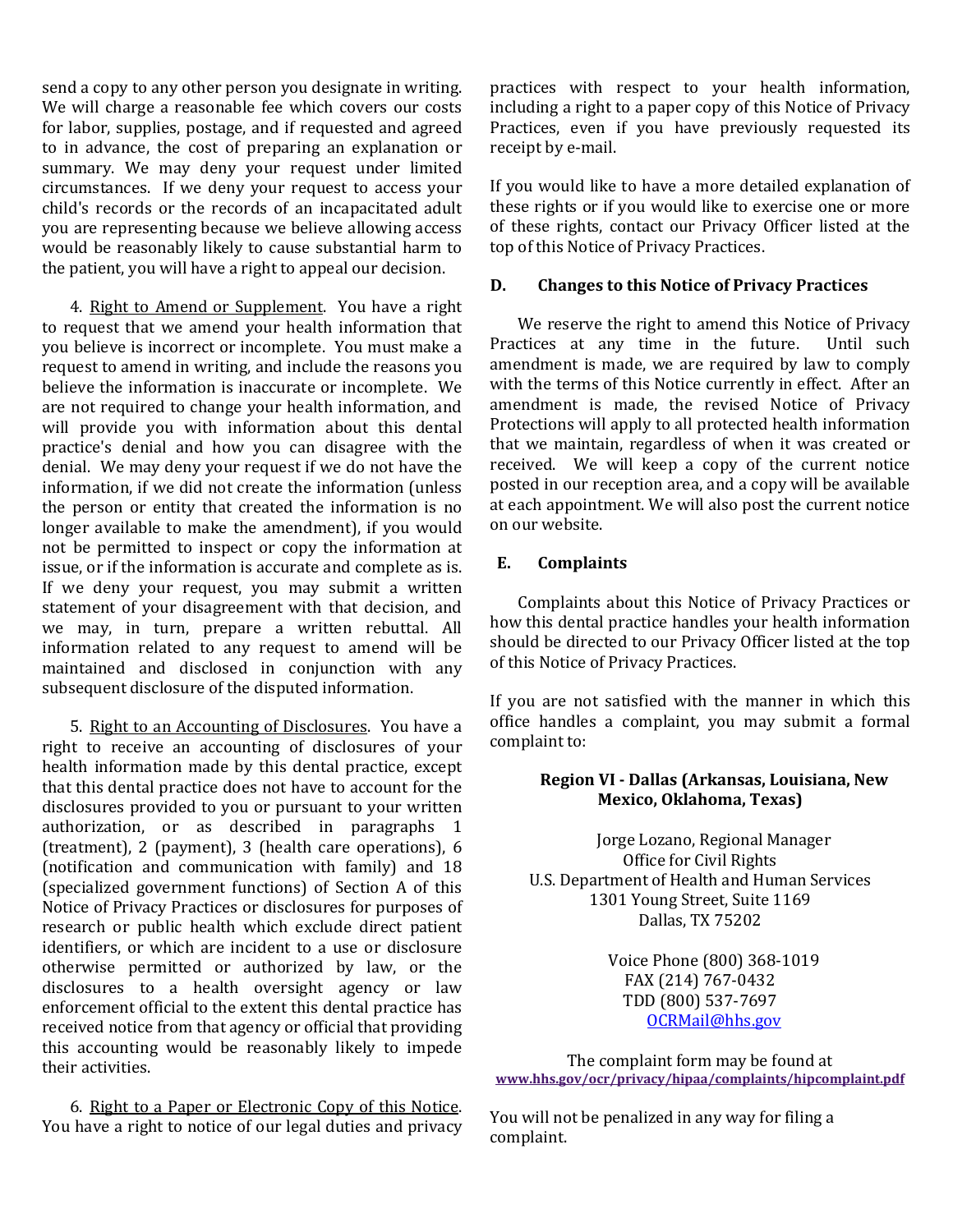send a copy to any other person you designate in writing. We will charge a reasonable fee which covers our costs for labor, supplies, postage, and if requested and agreed to in advance, the cost of preparing an explanation or summary. We may deny your request under limited circumstances. If we deny your request to access your child's records or the records of an incapacitated adult you are representing because we believe allowing access would be reasonably likely to cause substantial harm to the patient, you will have a right to appeal our decision.

4. Right to Amend or Supplement. You have a right to request that we amend your health information that you believe is incorrect or incomplete. You must make a request to amend in writing, and include the reasons you believe the information is inaccurate or incomplete. We are not required to change your health information, and will provide you with information about this dental practice's denial and how you can disagree with the denial. We may deny your request if we do not have the information, if we did not create the information (unless the person or entity that created the information is no longer available to make the amendment), if you would not be permitted to inspect or copy the information at issue, or if the information is accurate and complete as is. If we deny your request, you may submit a written statement of your disagreement with that decision, and we may, in turn, prepare a written rebuttal. All information related to any request to amend will be maintained and disclosed in conjunction with any subsequent disclosure of the disputed information.

5. Right to an Accounting of Disclosures. You have a right to receive an accounting of disclosures of your health information made by this dental practice, except that this dental practice does not have to account for the disclosures provided to you or pursuant to your written authorization, or as described in paragraphs 1 (treatment), 2 (payment), 3 (health care operations), 6 (notification and communication with family) and 18 (specialized government functions) of Section A of this Notice of Privacy Practices or disclosures for purposes of research or public health which exclude direct patient identifiers, or which are incident to a use or disclosure otherwise permitted or authorized by law, or the disclosures to a health oversight agency or law enforcement official to the extent this dental practice has received notice from that agency or official that providing this accounting would be reasonably likely to impede their activities.

6. Right to a Paper or Electronic Copy of this Notice. You have a right to notice of our legal duties and privacy practices with respect to your health information, including a right to a paper copy of this Notice of Privacy Practices, even if you have previously requested its receipt by e-mail.

If you would like to have a more detailed explanation of these rights or if you would like to exercise one or more of these rights, contact our Privacy Officer listed at the top of this Notice of Privacy Practices.

## D. Changes to this Notice of Privacy Practices

We reserve the right to amend this Notice of Privacy Practices at any time in the future. Until such amendment is made, we are required by law to comply with the terms of this Notice currently in effect. After an amendment is made, the revised Notice of Privacy Protections will apply to all protected health information that we maintain, regardless of when it was created or received. We will keep a copy of the current notice posted in our reception area, and a copy will be available at each appointment. We will also post the current notice on our website.

## E. Complaints

Complaints about this Notice of Privacy Practices or how this dental practice handles your health information should be directed to our Privacy Officer listed at the top of this Notice of Privacy Practices.

If you are not satisfied with the manner in which this office handles a complaint, you may submit a formal complaint to:

**Region VI - Dallas (Arkansas, Louisiana, New Mexico, Oklahoma, Texas)**

Jorge Lozano, Regional Manager  
Office for Civil Rights  
U.S. Department of Health and Human Services  
1301 Young Street, Suite 1169  
Dallas, TX 75202

Voice Phone (800) 368-1019  
FAX (214) 767-0432  
TDD (800) 537-7697  
OCRMail@hhs.gov

The complaint form may be found at **www.hhs.gov/ocr/privacy/hipaa/complaints/hipcomplaint.pdf**

You will not be penalized in any way for filing a complaint.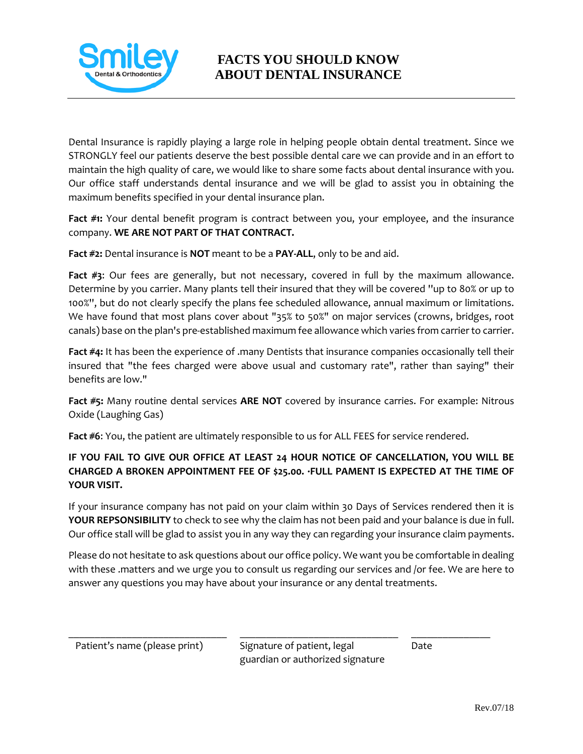Smiley Dental & Orthodontics

# FACTS YOU SHOULD KNOW ABOUT DENTAL INSURANCE

Dental Insurance is rapidly playing a large role in helping people obtain dental treatment. Since we STRONGLY feel our patients deserve the best possible dental care we can provide and in an effort to maintain the high quality of care, we would like to share some facts about dental insurance with you. Our office staff understands dental insurance and we will be glad to assist you in obtaining the maximum benefits specified in your dental insurance plan.

**Fact #1:** Your dental benefit program is contract between you, your employee, and the insurance company. **WE ARE NOT PART OF THAT CONTRACT.**

**Fact #2:** Dental insurance is **NOT** meant to be a **PAY-ALL**, only to be and aid.

**Fact #3**: Our fees are generally, but not necessary, covered in full by the maximum allowance. Determine by you carrier. Many plants tell their insured that they will be covered ''up to 80% or up to 100%'', but do not clearly specify the plans fee scheduled allowance, annual maximum or limitations. We have found that most plans cover about "35% to 50%" on major services (crowns, bridges, root canals) base on the plan's pre-established maximum fee allowance which varies from carrier to carrier.

**Fact #4:** It has been the experience of .many Dentists that insurance companies occasionally tell their insured that "the fees charged were above usual and customary rate", rather than saying" their benefits are low."

**Fact #5:** Many routine dental services **ARE NOT** covered by insurance carries. For example: Nitrous Oxide (Laughing Gas)

**Fact #6**: You, the patient are ultimately responsible to us for ALL FEES for service rendered.

**IF YOU FAIL TO GIVE OUR OFFICE AT LEAST 24 HOUR NOTICE OF CANCELLATION, YOU WILL BE CHARGED A BROKEN APPOINTMENT FEE OF $25.00. ·FULL PAMENT IS EXPECTED AT THE TIME OF YOUR VISIT.**

If your insurance company has not paid on your claim within 30 Days of Services rendered then it is **YOUR REPSONSIBILITY** to check to see why the claim has not been paid and your balance is due in full. Our office stall will be glad to assist you in any way they can regarding your insurance claim payments.

Please do not hesitate to ask questions about our office policy. We want you be comfortable in dealing with these .matters and we urge you to consult us regarding our services and /or fee. We are here to answer any questions you may have about your insurance or any dental treatments.

______________________________ ______________________________ _______________

Patient's name (please print) | Signature of patient, legal guardian or authorized signature | Date

Rev.07/18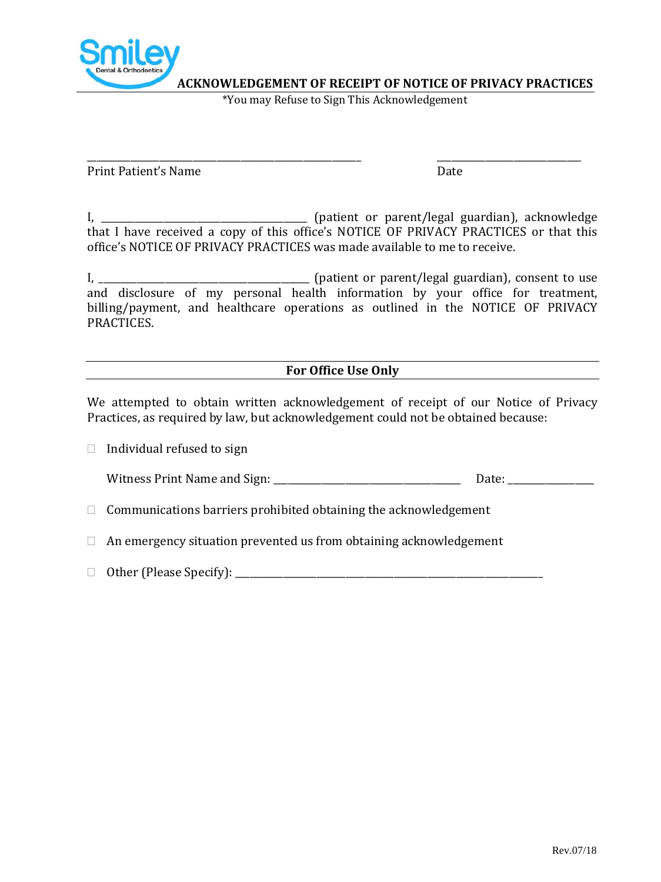# ACKNOWLEDGEMENT OF RECEIPT OF NOTICE OF PRIVACY PRACTICES

*You may Refuse to Sign This Acknowledgement

_______________________________________________ ________________________

Print Patient's Name Date

I, ____________________________________ (patient or parent/legal guardian), acknowledge that I have received a copy of this office's NOTICE OF PRIVACY PRACTICES or that this office's NOTICE OF PRIVACY PRACTICES was made available to me to receive.

I, _____________________________________ (patient or parent/legal guardian), consent to use and disclosure of my personal health information by your office for treatment, billing/payment, and healthcare operations as outlined in the NOTICE OF PRIVACY PRACTICES.

## For Office Use Only

We attempted to obtain written acknowledgement of receipt of our Notice of Privacy Practices, as required by law, but acknowledgement could not be obtained because:

- ☐ Individual refused to sign

  Witness Print Name and Sign: ________________________________ Date: ______________

- ☐ Communications barriers prohibited obtaining the acknowledgement
- ☐ An emergency situation prevented us from obtaining acknowledgement
- ☐ Other (Please Specify): ______________________________________________________

Rev.07/18